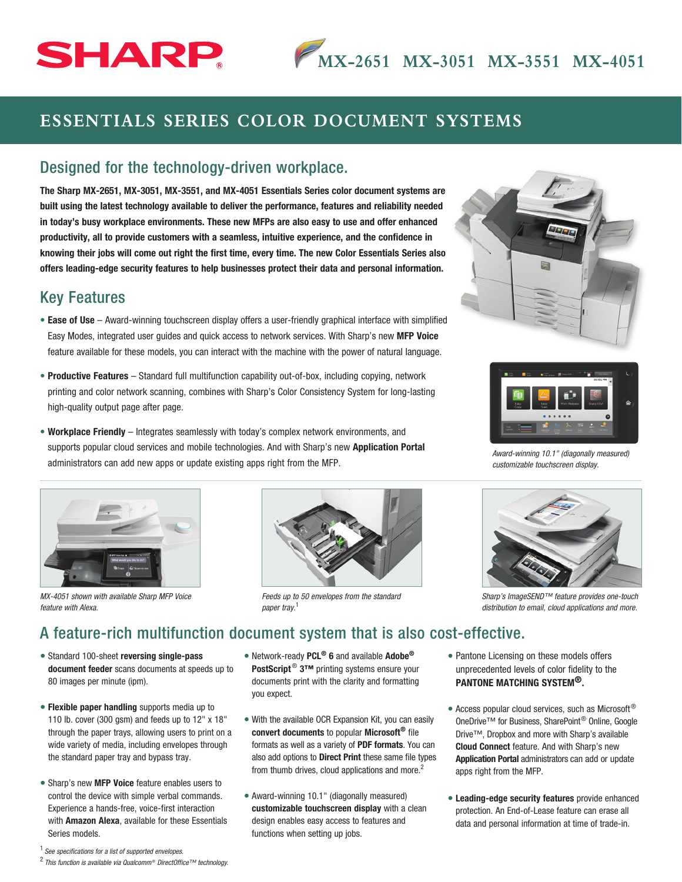# SHARP

MX-2651 MX-3051 MX-3551 MX-4051

## ESSENTIALS SERIES COLOR DOCUMENT SYSTEMS

## Designed for the technology-driven workplace.

**The Sharp MX-2651, MX-3051, MX-3551, and MX-4051 Essentials Series color document systems are built using the latest technology available to deliver the performance, features and reliability needed in today's busy workplace environments. These new MFPs are also easy to use and offer enhanced productivity, all to provide customers with a seamless, intuitive experience, and the confidence in knowing their jobs will come out right the first time, every time. The new Color Essentials Series also offers leading-edge security features to help businesses protect their data and personal information.**

## Key Features

- **Ease of Use** – Award-winning touchscreen display offers a user-friendly graphical interface with simplified Easy Modes, integrated user guides and quick access to network services. With Sharp's new **MFP Voice** feature available for these models, you can interact with the machine with the power of natural language.
- **Productive Features** – Standard full multifunction capability out-of-box, including copying, network printing and color network scanning, combines with Sharp's Color Consistency System for long-lasting high-quality output page after page.
- **Workplace Friendly** – Integrates seamlessly with today's complex network environments, and supports popular cloud services and mobile technologies. And with Sharp's new **Application Portal** administrators can add new apps or update existing apps right from the MFP.

*Award-winning 10.1" (diagonally measured) customizable touchscreen display.*

*MX-4051 shown with available Sharp MFP Voice feature with Alexa.*

*Feeds up to 50 envelopes from the standard paper tray.*[1]

*Sharp's ImageSEND™ feature provides one-touch distribution to email, cloud applications and more.*

## A feature-rich multifunction document system that is also cost-effective.

- Standard 100-sheet **reversing single-pass document feeder** scans documents at speeds up to 80 images per minute (ipm).
- **Flexible paper handling** supports media up to 110 lb. cover (300 gsm) and feeds up to 12" x 18" through the paper trays, allowing users to print on a wide variety of media, including envelopes through the standard paper tray and bypass tray.
- Sharp's new **MFP Voice** feature enables users to control the device with simple verbal commands. Experience a hands-free, voice-first interaction with **Amazon Alexa**, available for these Essentials Series models.
- Network-ready **PCL® 6** and available **Adobe® PostScript® 3™** printing systems ensure your documents print with the clarity and formatting you expect.
- With the available OCR Expansion Kit, you can easily **convert documents** to popular **Microsoft®** file formats as well as a variety of **PDF formats**. You can also add options to **Direct Print** these same file types from thumb drives, cloud applications and more.[2]
- Award-winning 10.1" (diagonally measured) **customizable touchscreen display** with a clean design enables easy access to features and functions when setting up jobs.
- Pantone Licensing on these models offers unprecedented levels of color fidelity to the **PANTONE MATCHING SYSTEM®.**
- Access popular cloud services, such as Microsoft® OneDrive™ for Business, SharePoint® Online, Google Drive™, Dropbox and more with Sharp's available **Cloud Connect** feature. And with Sharp's new **Application Portal** administrators can add or update apps right from the MFP.
- **Leading-edge security features** provide enhanced protection. An End-of-Lease feature can erase all data and personal information at time of trade-in.

[1] *See specifications for a list of supported envelopes.*
[2] *This function is available via Qualcomm® DirectOffice™ technology.*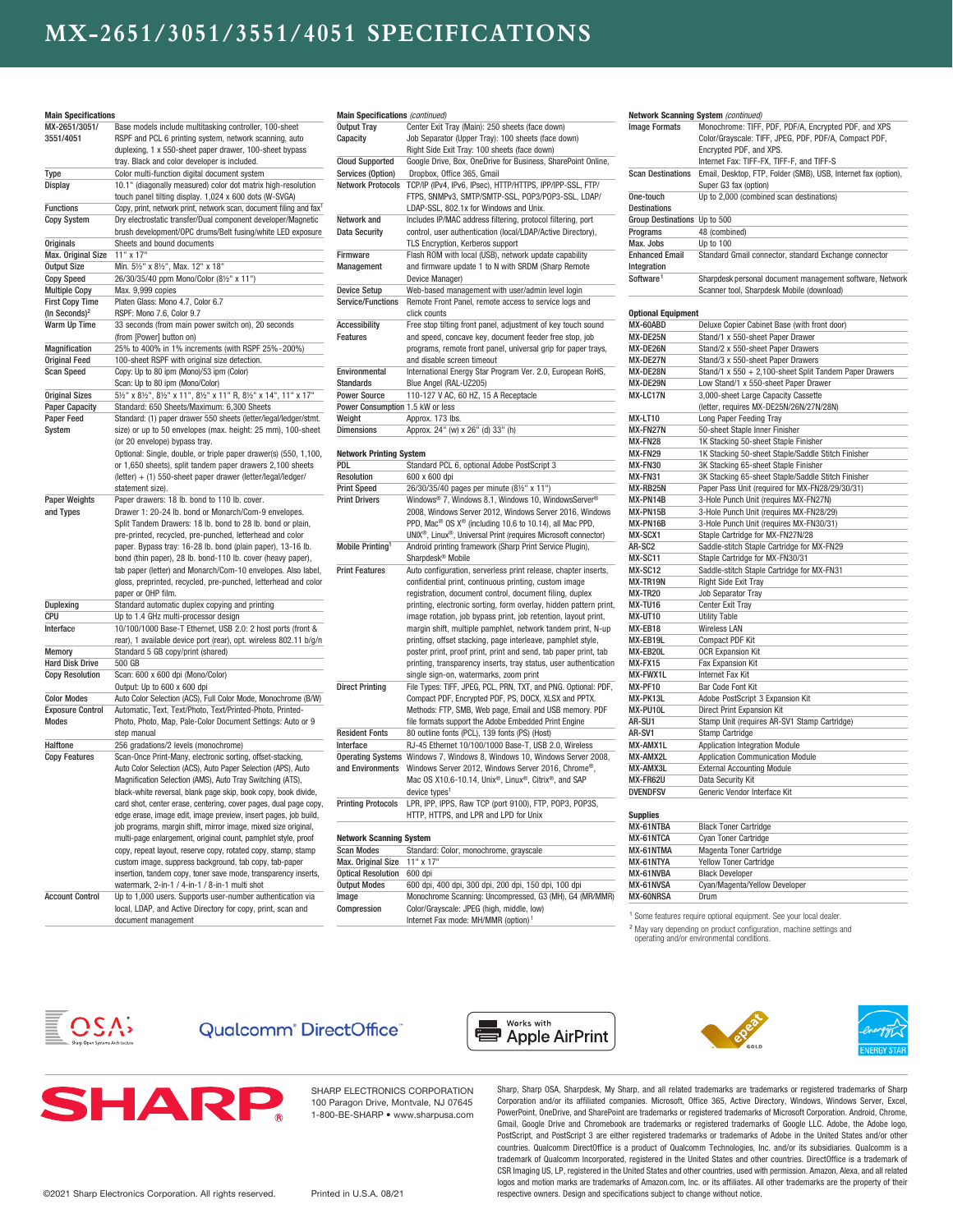# MX-2651/3051/3551/4051 SPECIFICATIONS

## Main Specifications

| | |
|---|---|
| MX-2651/3051/3551/4051 | Base models include multitasking controller, 100-sheet RSPF and PCL 6 printing system, network scanning, auto duplexing, 1 x 550-sheet paper drawer, 100-sheet bypass tray. Black and color developer is included. |
| Type | Color multi-function digital document system |
| Display | 10.1" (diagonally measured) color dot matrix high-resolution touch panel tilting display. 1,024 x 600 dots (W-SVGA) |
| Functions | Copy, print, network print, network scan, document filing and fax[1] |
| Copy System | Dry electrostatic transfer/Dual component developer/Magnetic brush development/OPC drums/Belt fusing/white LED exposure |
| Originals | Sheets and bound documents |
| Max. Original Size | 11" x 17" |
| Output Size | Min. 5½" x 8½", Max. 12" x 18" |
| Copy Speed | 26/30/35/40 ppm Mono/Color (8½" x 11") |
| Multiple Copy | Max. 9,999 copies |
| First Copy Time (In Seconds)[2] | Platen Glass: Mono 4.7, Color 6.7<br>RSPF: Mono 7.6, Color 9.7 |
| Warm Up Time | 33 seconds (from main power switch on), 20 seconds (from [Power] button on) |
| Magnification | 25% to 400% in 1% increments (with RSPF 25%-200%) |
| Original Feed | 100-sheet RSPF with original size detection. |
| Scan Speed | Copy: Up to 80 ipm (Mono)/53 ipm (Color)<br>Scan: Up to 80 ipm (Mono/Color) |
| Original Sizes | 5½" x 8½", 8½" x 11", 8½" x 11" R, 8½" x 14", 11" x 17" |
| Paper Capacity | Standard: 650 Sheets/Maximum: 6,300 Sheets |
| Paper Feed System | Standard: (1) paper drawer 550 sheets (letter/legal/ledger/stmt. size) or up to 50 envelopes (max. height: 25 mm), 100-sheet (or 20 envelope) bypass tray.<br>Optional: Single, double, or triple paper drawer(s) (550, 1,100, or 1,650 sheets), split tandem paper drawers 2,100 sheets (letter) + (1) 550-sheet paper drawer (letter/legal/ledger/statement size). |
| Paper Weights and Types | Paper drawers: 18 lb. bond to 110 lb. cover.<br>Drawer 1: 20-24 lb. bond or Monarch/Com-9 envelopes. Split Tandem Drawers: 18 lb. bond to 28 lb. bond or plain, pre-printed, recycled, pre-punched, letterhead and color paper. Bypass tray: 16-28 lb. bond (plain paper), 13-16 lb. bond (thin paper), 28 lb. bond-110 lb. cover (heavy paper), tab paper (letter) and Monarch/Com-10 envelopes. Also label, gloss, preprinted, recycled, pre-punched, letterhead and color paper or OHP film. |
| Duplexing | Standard automatic duplex copying and printing |
| CPU | Up to 1.4 GHz multi-processor design |
| Interface | 10/100/1000 Base-T Ethernet, USB 2.0: 2 host ports (front & rear), 1 available device port (rear), opt. wireless 802.11 b/g/n |
| Memory | Standard 5 GB copy/print (shared) |
| Hard Disk Drive | 500 GB |
| Copy Resolution | Scan: 600 x 600 dpi (Mono/Color)<br>Output: Up to 600 x 600 dpi |
| Color Modes | Auto Color Selection (ACS), Full Color Mode, Monochrome (B/W) |
| Exposure Control Modes | Automatic, Text, Text/Photo, Text/Printed-Photo, Printed-Photo, Photo, Map, Pale-Color Document Settings: Auto or 9 step manual |
| Halftone | 256 gradations/2 levels (monochrome) |
| Copy Features | Scan-Once Print-Many, electronic sorting, offset-stacking, Auto Color Selection (ACS), Auto Paper Selection (APS), Auto Magnification Selection (AMS), Auto Tray Switching (ATS), black-white reversal, blank page skip, book copy, book divide, card shot, center erase, centering, cover pages, dual page copy, edge erase, image edit, image preview, insert pages, job build, job programs, margin shift, mirror image, mixed size original, multi-page enlargement, original count, pamphlet style, proof copy, repeat layout, reserve copy, rotated copy, stamp, custom image, suppress background, tab copy, tab-paper insertion, tandem copy, toner save mode, transparency inserts, watermark, 2-in-1 / 4-in-1 / 8-in-1 multi shot |
| Account Control | Up to 1,000 users. Supports user-number authentication via local, LDAP, and Active Directory for copy, print, scan and document management |

## Main Specifications *(continued)*

| | |
|---|---|
| Output Tray Capacity | Center Exit Tray (Main): 250 sheets (face down)<br>Job Separator (Upper Tray): 100 sheets (face down)<br>Right Side Exit Tray: 100 sheets (face down) |
| Cloud Supported Services (Option) | Google Drive, Box, OneDrive for Business, SharePoint Online, Dropbox, Office 365, Gmail |
| Network Protocols | TCP/IP (IPv4, IPv6, IPsec), HTTP/HTTPS, IPP/IPP-SSL, FTP/FTPS, SNMPv3, SMTP/SMTP-SSL, POP3/POP3-SSL, LDAP/LDAP-SSL, 802.1x for Windows and Unix. |
| Network and Data Security | Includes IP/MAC address filtering, protocol filtering, port control, user authentication (local/LDAP/Active Directory), TLS Encryption, Kerberos support |
| Firmware Management | Flash ROM with local (USB), network update capability and firmware update 1 to N with SRDM (Sharp Remote Device Manager) |
| Device Setup Service/Functions | Web-based management with user/admin level login<br>Remote Front Panel, remote access to service logs and click counts |
| Accessibility Features | Free stop tilting front panel, adjustment of key touch sound and speed, concave key, document feeder free stop, job programs, remote front panel, universal grip for paper trays, and disable screen timeout |
| Environmental Standards | International Energy Star Program Ver. 2.0, European RoHS, Blue Angel (RAL-UZ205) |
| Power Source | 110-127 V AC, 60 HZ, 15 A Receptacle |
| Power Consumption | 1.5 kW or less |
| Weight | Approx. 173 lbs. |
| Dimensions | Approx. 24" (w) x 26" (d) 33" (h) |

## Network Printing System

| | |
|---|---|
| PDL | Standard PCL 6, optional Adobe PostScript 3 |
| Resolution | 600 x 600 dpi |
| Print Speed | 26/30/35/40 pages per minute (8½" x 11") |
| Print Drivers | Windows® 7, Windows 8.1, Windows 10, WindowsServer® 2008, Windows Server 2012, Windows Server 2016, Windows PPD, Mac® OS X® (including 10.6 to 10.14), all Mac PPD, UNIX®, Linux®, Universal Print (requires Microsoft connector) |
| Mobile Printing[1] | Android printing framework (Sharp Print Service Plugin), Sharpdesk® Mobile |
| Print Features | Auto configuration, serverless print release, chapter inserts, confidential print, continuous printing, custom image registration, document control, document filing, duplex printing, electronic sorting, form overlay, hidden pattern print, image rotation, job bypass print, job retention, layout print, margin shift, multiple pamphlet, network tandem print, N-up printing, offset stacking, page interleave, pamphlet style, poster print, proof print, print and send, tab paper print, tab printing, transparency inserts, tray status, user authentication single sign-on, watermarks, zoom print |
| Direct Printing | File Types: TIFF, JPEG, PCL, PRN, TXT, and PNG. Optional: PDF, Compact PDF, Encrypted PDF, PS, DOCX, XLSX and PPTX.<br>Methods: FTP, SMB, Web page, Email and USB memory. PDF file formats support the Adobe Embedded Print Engine |
| Resident Fonts | 80 outline fonts (PCL), 139 fonts (PS) (Host) |
| Interface | RJ-45 Ethernet 10/100/1000 Base-T, USB 2.0, Wireless |
| Operating Systems and Environments | Windows 7, Windows 8, Windows 10, Windows Server 2008, Windows Server 2012, Windows Server 2016, Chrome®, Mac OS X10.6-10.14, Unix®, Linux®, Citrix®, and SAP device types[1] |
| Printing Protocols | LPR, IPP, IPPS, Raw TCP (port 9100), FTP, POP3, POP3S, HTTP, HTTPS, and LPR and LPD for Unix |

## Network Scanning System

| | |
|---|---|
| Scan Modes | Standard: Color, monochrome, grayscale |
| Max. Original Size | 11" x 17" |
| Optical Resolution | 600 dpi |
| Output Modes | 600 dpi, 400 dpi, 300 dpi, 200 dpi, 150 dpi, 100 dpi |
| Image Compression | Monochrome Scanning: Uncompressed, G3 (MH), G4 (MR/MMR)<br>Color/Grayscale: JPEG (high, middle, low)<br>Internet Fax mode: MH/MMR (option)[1] |

## Network Scanning System *(continued)*

| | |
|---|---|
| Image Formats | Monochrome: TIFF, PDF, PDF/A, Encrypted PDF, and XPS<br>Color/Grayscale: TIFF, JPEG, PDF, PDF/A, Compact PDF, Encrypted PDF, and XPS.<br>Internet Fax: TIFF-FX, TIFF-F, and TIFF-S |
| Scan Destinations | Email, Desktop, FTP, Folder (SMB), USB, Internet fax (option), Super G3 fax (option) |
| One-touch Destinations | Up to 2,000 (combined scan destinations) |
| Group Destinations | Up to 500 |
| Programs | 48 (combined) |
| Max. Jobs | Up to 100 |
| Enhanced Email Integration | Standard Gmail connector, standard Exchange connector |
| Software[1] | Sharpdesk personal document management software, Network Scanner tool, Sharpdesk Mobile (download) |

## Optional Equipment

| | |
|---|---|
| MX-60ABD | Deluxe Copier Cabinet Base (with front door) |
| MX-DE25N | Stand/1 x 550-sheet Paper Drawer |
| MX-DE26N | Stand/2 x 550-sheet Paper Drawers |
| MX-DE27N | Stand/3 x 550-sheet Paper Drawers |
| MX-DE28N | Stand/1 x 550 + 2,100-sheet Split Tandem Paper Drawers |
| MX-DE29N | Low Stand/1 x 550-sheet Paper Drawer |
| MX-LC17N | 3,000-sheet Large Capacity Cassette (letter, requires MX-DE25N/26N/27N/28N) |
| MX-LT10 | Long Paper Feeding Tray |
| MX-FN27N | 50-sheet Staple Inner Finisher |
| MX-FN28 | 1K Stacking 50-sheet Staple Finisher |
| MX-FN29 | 1K Stacking 50-sheet Staple/Saddle Stitch Finisher |
| MX-FN30 | 3K Stacking 65-sheet Staple Finisher |
| MX-FN31 | 3K Stacking 65-sheet Staple/Saddle Stitch Finisher |
| MX-RB25N | Paper Pass Unit (required for MX-FN28/29/30/31) |
| MX-PN14B | 3-Hole Punch Unit (requires MX-FN27N) |
| MX-PN15B | 3-Hole Punch Unit (requires MX-FN28/29) |
| MX-PN16B | 3-Hole Punch Unit (requires MX-FN30/31) |
| MX-SCX1 | Staple Cartridge for MX-FN27N/28 |
| AR-SC2 | Saddle-stitch Staple Cartridge for MX-FN29 |
| MX-SC11 | Staple Cartridge for MX-FN30/31 |
| MX-SC12 | Saddle-stitch Staple Cartridge for MX-FN31 |
| MX-TR19N | Right Side Exit Tray |
| MX-TR20 | Job Separator Tray |
| MX-TU16 | Center Exit Tray |
| MX-UT10 | Utility Table |
| MX-EB18 | Wireless LAN |
| MX-EB19L | Compact PDF Kit |
| MX-EB20L | OCR Expansion Kit |
| MX-FX15 | Fax Expansion Kit |
| MX-FWX1L | Internet Fax Kit |
| MX-PF10 | Bar Code Font Kit |
| MX-PK13L | Adobe PostScript 3 Expansion Kit |
| MX-PU10L | Direct Print Expansion Kit |
| AR-SU1 | Stamp Unit (requires AR-SV1 Stamp Cartridge) |
| AR-SV1 | Stamp Cartridge |
| MX-AMX1L | Application Integration Module |
| MX-AMX2L | Application Communication Module |
| MX-AMX3L | External Accounting Module |
| MX-FR62U | Data Security Kit |
| DVENDFSV | Generic Vendor Interface Kit |

## Supplies

| | |
|---|---|
| MX-61NTBA | Black Toner Cartridge |
| MX-61NTCA | Cyan Toner Cartridge |
| MX-61NTMA | Magenta Toner Cartridge |
| MX-61NTYA | Yellow Toner Cartridge |
| MX-61NVBA | Black Developer |
| MX-61NVSA | Cyan/Magenta/Yellow Developer |
| MX-60NRSA | Drum |

[1] Some features require optional equipment. See your local dealer.

[2] May vary depending on product configuration, machine settings and operating and/or environmental conditions.

Qualcomm® DirectOffice™

Works with Apple AirPrint

SHARP ELECTRONICS CORPORATION
100 Paragon Drive, Montvale, NJ 07645
1-800-BE-SHARP • www.sharpusa.com

Sharp, Sharp OSA, Sharpdesk, My Sharp, and all related trademarks are trademarks or registered trademarks of Sharp Corporation and/or its affiliated companies. Microsoft, Office 365, Active Directory, Windows, Windows Server, Excel, PowerPoint, OneDrive, and SharePoint are trademarks or registered trademarks of Microsoft Corporation. Android, Chrome, Gmail, Google Drive and Chromebook are trademarks or registered trademarks of Google LLC. Adobe, the Adobe logo, PostScript, and PostScript 3 are either registered trademarks or trademarks of Adobe in the United States and/or other countries. Qualcomm DirectOffice is a product of Qualcomm Technologies, Inc. and/or its subsidiaries. Qualcomm is a trademark of Qualcomm Incorporated, registered in the United States and other countries. DirectOffice is a trademark of CSR Imaging US, LP, registered in the United States and other countries, used with permission. Amazon, Alexa, and all related logos and motion marks are trademarks of Amazon.com, Inc. or its affiliates. All other trademarks are the property of their respective owners. Design and specifications subject to change without notice.

©2021 Sharp Electronics Corporation. All rights reserved.

Printed in U.S.A. 08/21